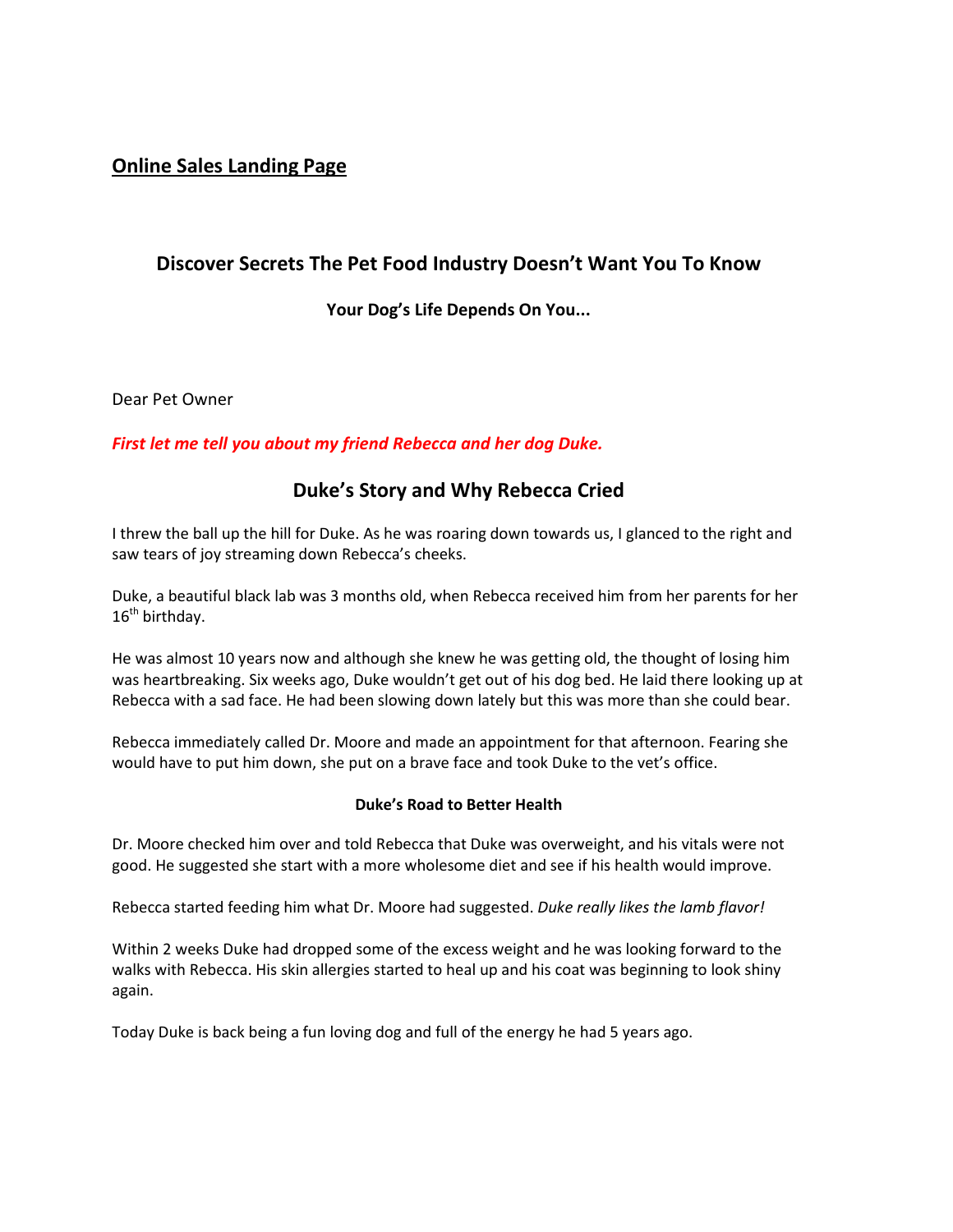# Online Sales Landing Page

## Discover Secrets The Pet Food Industry Doesn't Want You To Know

**Your Dog's Life Depends On You...**

Dear Pet Owner

***First let me tell you about my friend Rebecca and her dog Duke.***

## Duke's Story and Why Rebecca Cried

I threw the ball up the hill for Duke. As he was roaring down towards us, I glanced to the right and saw tears of joy streaming down Rebecca's cheeks.

Duke, a beautiful black lab was 3 months old, when Rebecca received him from her parents for her 16th birthday.

He was almost 10 years now and although she knew he was getting old, the thought of losing him was heartbreaking. Six weeks ago, Duke wouldn't get out of his dog bed. He laid there looking up at Rebecca with a sad face. He had been slowing down lately but this was more than she could bear.

Rebecca immediately called Dr. Moore and made an appointment for that afternoon. Fearing she would have to put him down, she put on a brave face and took Duke to the vet's office.

### Duke's Road to Better Health

Dr. Moore checked him over and told Rebecca that Duke was overweight, and his vitals were not good. He suggested she start with a more wholesome diet and see if his health would improve.

Rebecca started feeding him what Dr. Moore had suggested. *Duke really likes the lamb flavor!*

Within 2 weeks Duke had dropped some of the excess weight and he was looking forward to the walks with Rebecca. His skin allergies started to heal up and his coat was beginning to look shiny again.

Today Duke is back being a fun loving dog and full of the energy he had 5 years ago.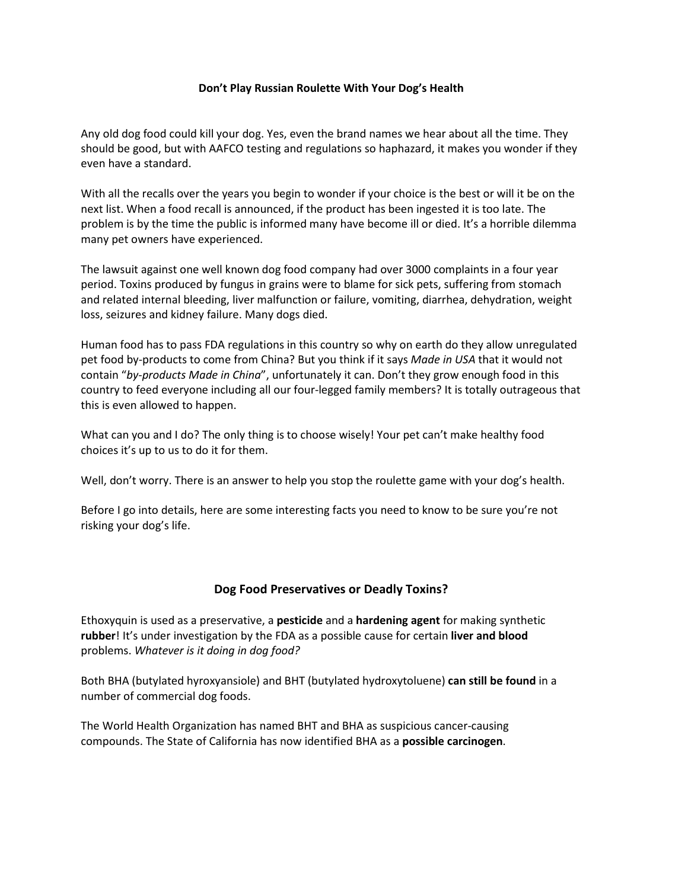## Don't Play Russian Roulette With Your Dog's Health

Any old dog food could kill your dog. Yes, even the brand names we hear about all the time. They should be good, but with AAFCO testing and regulations so haphazard, it makes you wonder if they even have a standard.

With all the recalls over the years you begin to wonder if your choice is the best or will it be on the next list. When a food recall is announced, if the product has been ingested it is too late. The problem is by the time the public is informed many have become ill or died. It's a horrible dilemma many pet owners have experienced.

The lawsuit against one well known dog food company had over 3000 complaints in a four year period. Toxins produced by fungus in grains were to blame for sick pets, suffering from stomach and related internal bleeding, liver malfunction or failure, vomiting, diarrhea, dehydration, weight loss, seizures and kidney failure. Many dogs died.

Human food has to pass FDA regulations in this country so why on earth do they allow unregulated pet food by-products to come from China? But you think if it says *Made in USA* that it would not contain "*by-products Made in China*", unfortunately it can. Don't they grow enough food in this country to feed everyone including all our four-legged family members? It is totally outrageous that this is even allowed to happen.

What can you and I do? The only thing is to choose wisely! Your pet can't make healthy food choices it's up to us to do it for them.

Well, don't worry. There is an answer to help you stop the roulette game with your dog's health.

Before I go into details, here are some interesting facts you need to know to be sure you're not risking your dog's life.

## Dog Food Preservatives or Deadly Toxins?

Ethoxyquin is used as a preservative, a **pesticide** and a **hardening agent** for making synthetic **rubber**! It's under investigation by the FDA as a possible cause for certain **liver and blood** problems. *Whatever is it doing in dog food?*

Both BHA (butylated hyroxyansiole) and BHT (butylated hydroxytoluene) **can still be found** in a number of commercial dog foods.

The World Health Organization has named BHT and BHA as suspicious cancer-causing compounds. The State of California has now identified BHA as a **possible carcinogen**.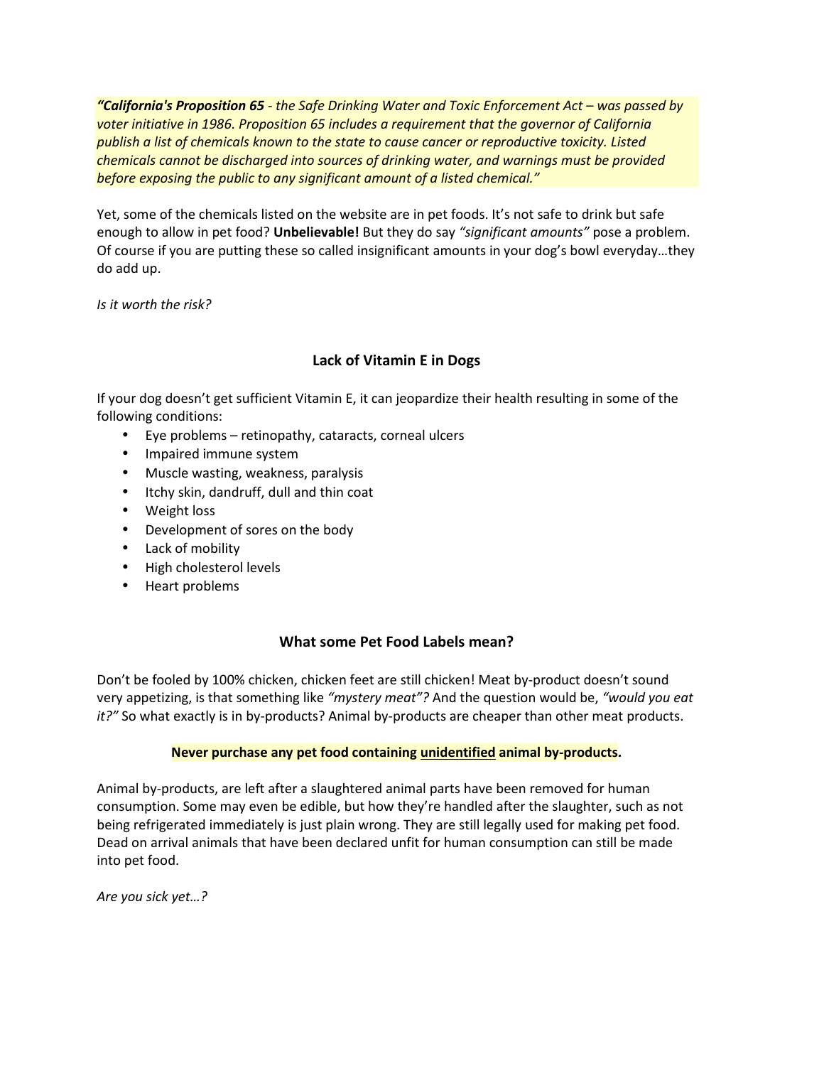***"California's Proposition 65** - the Safe Drinking Water and Toxic Enforcement Act – was passed by voter initiative in 1986. Proposition 65 includes a requirement that the governor of California publish a list of chemicals known to the state to cause cancer or reproductive toxicity. Listed chemicals cannot be discharged into sources of drinking water, and warnings must be provided before exposing the public to any significant amount of a listed chemical."*

Yet, some of the chemicals listed on the website are in pet foods. It's not safe to drink but safe enough to allow in pet food? **Unbelievable!** But they do say *"significant amounts"* pose a problem. Of course if you are putting these so called insignificant amounts in your dog's bowl everyday…they do add up.

*Is it worth the risk?*

## Lack of Vitamin E in Dogs

If your dog doesn't get sufficient Vitamin E, it can jeopardize their health resulting in some of the following conditions:

- Eye problems – retinopathy, cataracts, corneal ulcers
- Impaired immune system
- Muscle wasting, weakness, paralysis
- Itchy skin, dandruff, dull and thin coat
- Weight loss
- Development of sores on the body
- Lack of mobility
- High cholesterol levels
- Heart problems

## What some Pet Food Labels mean?

Don't be fooled by 100% chicken, chicken feet are still chicken! Meat by-product doesn't sound very appetizing, is that something like *"mystery meat"?* And the question would be, *"would you eat it?"* So what exactly is in by-products? Animal by-products are cheaper than other meat products.

**Never purchase any pet food containing <u>unidentified</u> animal by-products.**

Animal by-products, are left after a slaughtered animal parts have been removed for human consumption. Some may even be edible, but how they're handled after the slaughter, such as not being refrigerated immediately is just plain wrong. They are still legally used for making pet food. Dead on arrival animals that have been declared unfit for human consumption can still be made into pet food.

*Are you sick yet…?*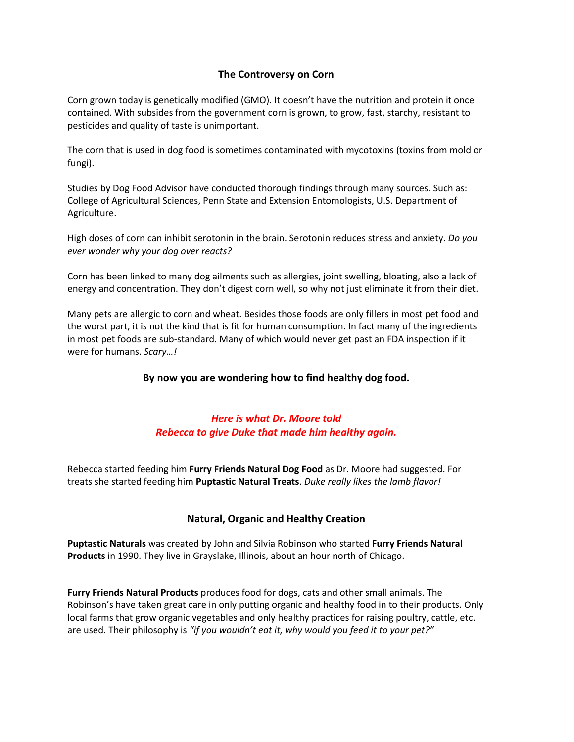## The Controversy on Corn

Corn grown today is genetically modified (GMO). It doesn't have the nutrition and protein it once contained. With subsides from the government corn is grown, to grow, fast, starchy, resistant to pesticides and quality of taste is unimportant.

The corn that is used in dog food is sometimes contaminated with mycotoxins (toxins from mold or fungi).

Studies by Dog Food Advisor have conducted thorough findings through many sources. Such as: College of Agricultural Sciences, Penn State and Extension Entomologists, U.S. Department of Agriculture.

High doses of corn can inhibit serotonin in the brain. Serotonin reduces stress and anxiety. *Do you ever wonder why your dog over reacts?*

Corn has been linked to many dog ailments such as allergies, joint swelling, bloating, also a lack of energy and concentration. They don't digest corn well, so why not just eliminate it from their diet.

Many pets are allergic to corn and wheat. Besides those foods are only fillers in most pet food and the worst part, it is not the kind that is fit for human consumption. In fact many of the ingredients in most pet foods are sub-standard. Many of which would never get past an FDA inspection if it were for humans. *Scary…!*

### By now you are wondering how to find healthy dog food.

***Here is what Dr. Moore told Rebecca to give Duke that made him healthy again.***

Rebecca started feeding him **Furry Friends Natural Dog Food** as Dr. Moore had suggested. For treats she started feeding him **Puptastic Natural Treats**. *Duke really likes the lamb flavor!*

### Natural, Organic and Healthy Creation

**Puptastic Naturals** was created by John and Silvia Robinson who started **Furry Friends Natural Products** in 1990. They live in Grayslake, Illinois, about an hour north of Chicago.

**Furry Friends Natural Products** produces food for dogs, cats and other small animals. The Robinson's have taken great care in only putting organic and healthy food in to their products. Only local farms that grow organic vegetables and only healthy practices for raising poultry, cattle, etc. are used. Their philosophy is *"if you wouldn't eat it, why would you feed it to your pet?"*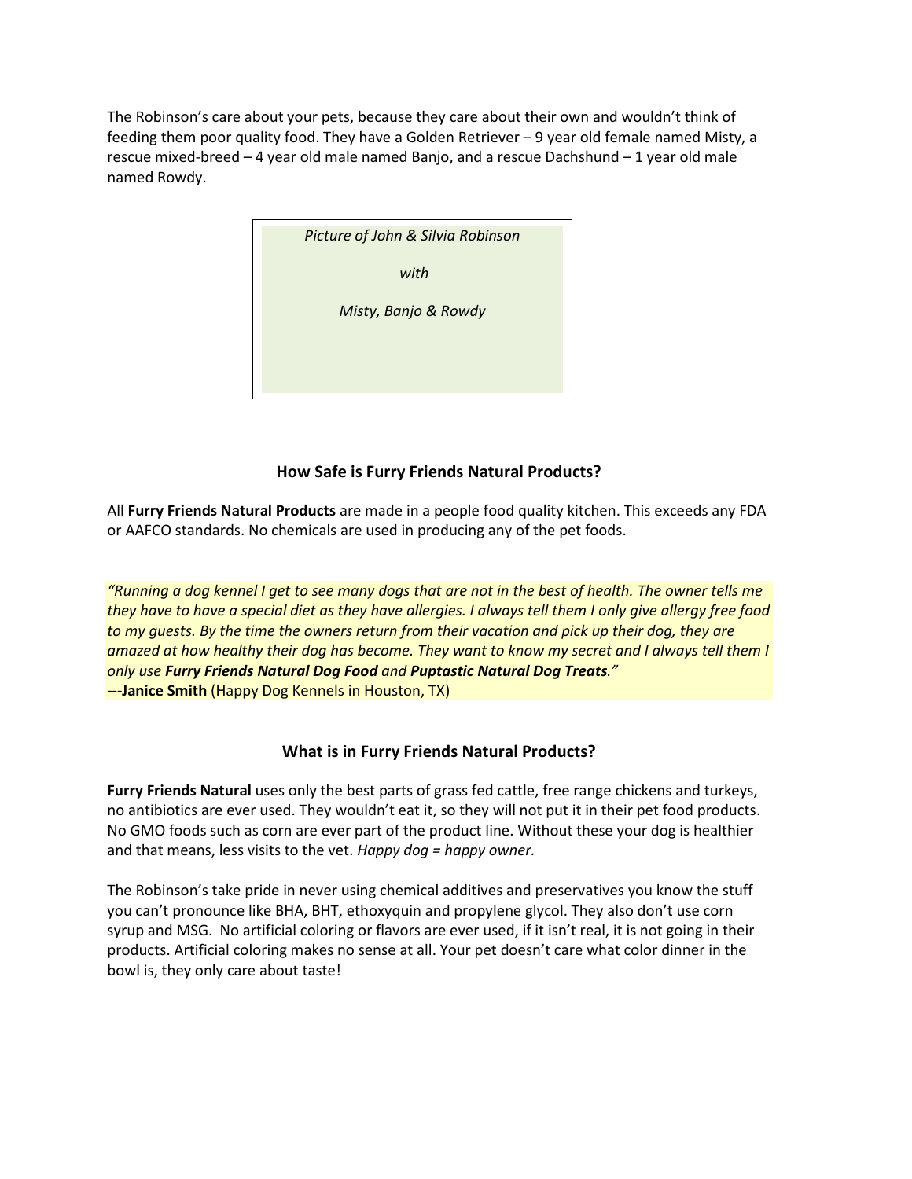The Robinson's care about your pets, because they care about their own and wouldn't think of feeding them poor quality food. They have a Golden Retriever – 9 year old female named Misty, a rescue mixed-breed – 4 year old male named Banjo, and a rescue Dachshund – 1 year old male named Rowdy.

*Picture of John & Silvia Robinson*

*with*

*Misty, Banjo & Rowdy*

### How Safe is Furry Friends Natural Products?

All **Furry Friends Natural Products** are made in a people food quality kitchen. This exceeds any FDA or AAFCO standards. No chemicals are used in producing any of the pet foods.

*"Running a dog kennel I get to see many dogs that are not in the best of health. The owner tells me they have to have a special diet as they have allergies. I always tell them I only give allergy free food to my guests. By the time the owners return from their vacation and pick up their dog, they are amazed at how healthy their dog has become. They want to know my secret and I always tell them I only use* ***Furry Friends Natural Dog Food*** *and* ***Puptastic Natural Dog Treats****."*
**---Janice Smith** (Happy Dog Kennels in Houston, TX)

### What is in Furry Friends Natural Products?

**Furry Friends Natural** uses only the best parts of grass fed cattle, free range chickens and turkeys, no antibiotics are ever used. They wouldn't eat it, so they will not put it in their pet food products. No GMO foods such as corn are ever part of the product line. Without these your dog is healthier and that means, less visits to the vet. *Happy dog = happy owner.*

The Robinson's take pride in never using chemical additives and preservatives you know the stuff you can't pronounce like BHA, BHT, ethoxyquin and propylene glycol. They also don't use corn syrup and MSG. No artificial coloring or flavors are ever used, if it isn't real, it is not going in their products. Artificial coloring makes no sense at all. Your pet doesn't care what color dinner in the bowl is, they only care about taste!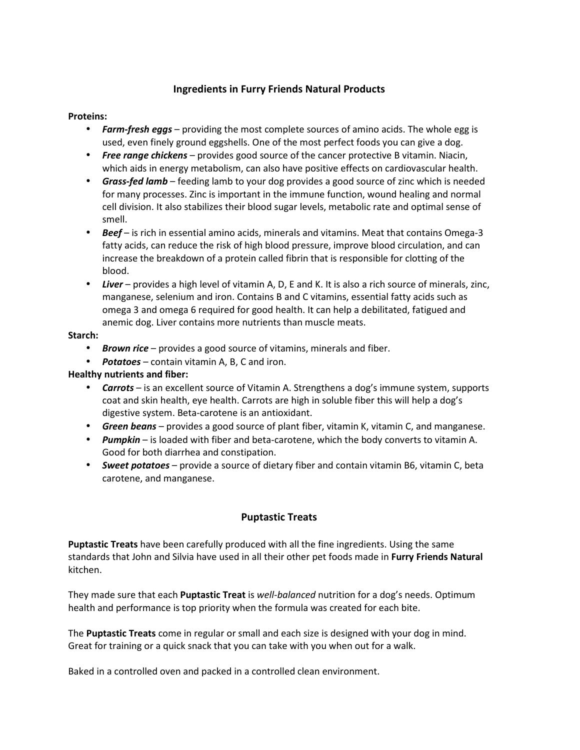## Ingredients in Furry Friends Natural Products

**Proteins:**

- ***Farm-fresh eggs*** – providing the most complete sources of amino acids. The whole egg is used, even finely ground eggshells. One of the most perfect foods you can give a dog.
- ***Free range chickens*** – provides good source of the cancer protective B vitamin. Niacin, which aids in energy metabolism, can also have positive effects on cardiovascular health.
- ***Grass-fed lamb*** – feeding lamb to your dog provides a good source of zinc which is needed for many processes. Zinc is important in the immune function, wound healing and normal cell division. It also stabilizes their blood sugar levels, metabolic rate and optimal sense of smell.
- ***Beef*** – is rich in essential amino acids, minerals and vitamins. Meat that contains Omega-3 fatty acids, can reduce the risk of high blood pressure, improve blood circulation, and can increase the breakdown of a protein called fibrin that is responsible for clotting of the blood.
- ***Liver*** – provides a high level of vitamin A, D, E and K. It is also a rich source of minerals, zinc, manganese, selenium and iron. Contains B and C vitamins, essential fatty acids such as omega 3 and omega 6 required for good health. It can help a debilitated, fatigued and anemic dog. Liver contains more nutrients than muscle meats.

**Starch:**

- ***Brown rice*** – provides a good source of vitamins, minerals and fiber.
- ***Potatoes*** – contain vitamin A, B, C and iron.

**Healthy nutrients and fiber:**

- ***Carrots*** – is an excellent source of Vitamin A. Strengthens a dog's immune system, supports coat and skin health, eye health. Carrots are high in soluble fiber this will help a dog's digestive system. Beta-carotene is an antioxidant.
- ***Green beans*** – provides a good source of plant fiber, vitamin K, vitamin C, and manganese.
- ***Pumpkin*** – is loaded with fiber and beta-carotene, which the body converts to vitamin A. Good for both diarrhea and constipation.
- ***Sweet potatoes*** – provide a source of dietary fiber and contain vitamin B6, vitamin C, beta carotene, and manganese.

## Puptastic Treats

**Puptastic Treats** have been carefully produced with all the fine ingredients. Using the same standards that John and Silvia have used in all their other pet foods made in **Furry Friends Natural** kitchen.

They made sure that each **Puptastic Treat** is *well-balanced* nutrition for a dog's needs. Optimum health and performance is top priority when the formula was created for each bite.

The **Puptastic Treats** come in regular or small and each size is designed with your dog in mind. Great for training or a quick snack that you can take with you when out for a walk.

Baked in a controlled oven and packed in a controlled clean environment.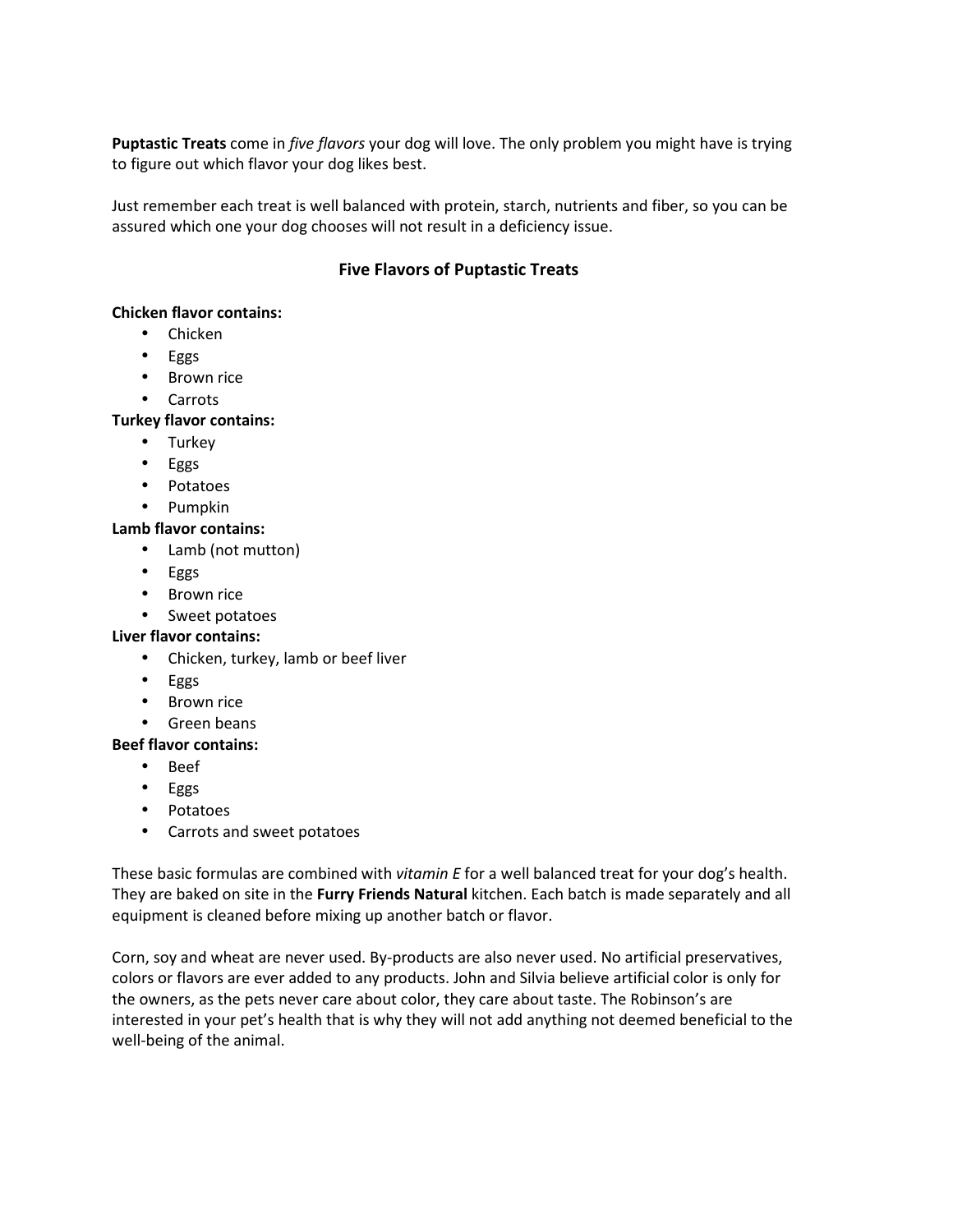**Puptastic Treats** come in *five flavors* your dog will love. The only problem you might have is trying to figure out which flavor your dog likes best.

Just remember each treat is well balanced with protein, starch, nutrients and fiber, so you can be assured which one your dog chooses will not result in a deficiency issue.

## Five Flavors of Puptastic Treats

**Chicken flavor contains:**

- Chicken
- Eggs
- Brown rice
- Carrots

**Turkey flavor contains:**

- Turkey
- Eggs
- Potatoes
- Pumpkin

**Lamb flavor contains:**

- Lamb (not mutton)
- Eggs
- Brown rice
- Sweet potatoes

**Liver flavor contains:**

- Chicken, turkey, lamb or beef liver
- Eggs
- Brown rice
- Green beans

**Beef flavor contains:**

- Beef
- Eggs
- Potatoes
- Carrots and sweet potatoes

These basic formulas are combined with *vitamin E* for a well balanced treat for your dog's health. They are baked on site in the **Furry Friends Natural** kitchen. Each batch is made separately and all equipment is cleaned before mixing up another batch or flavor.

Corn, soy and wheat are never used. By-products are also never used. No artificial preservatives, colors or flavors are ever added to any products. John and Silvia believe artificial color is only for the owners, as the pets never care about color, they care about taste. The Robinson's are interested in your pet's health that is why they will not add anything not deemed beneficial to the well-being of the animal.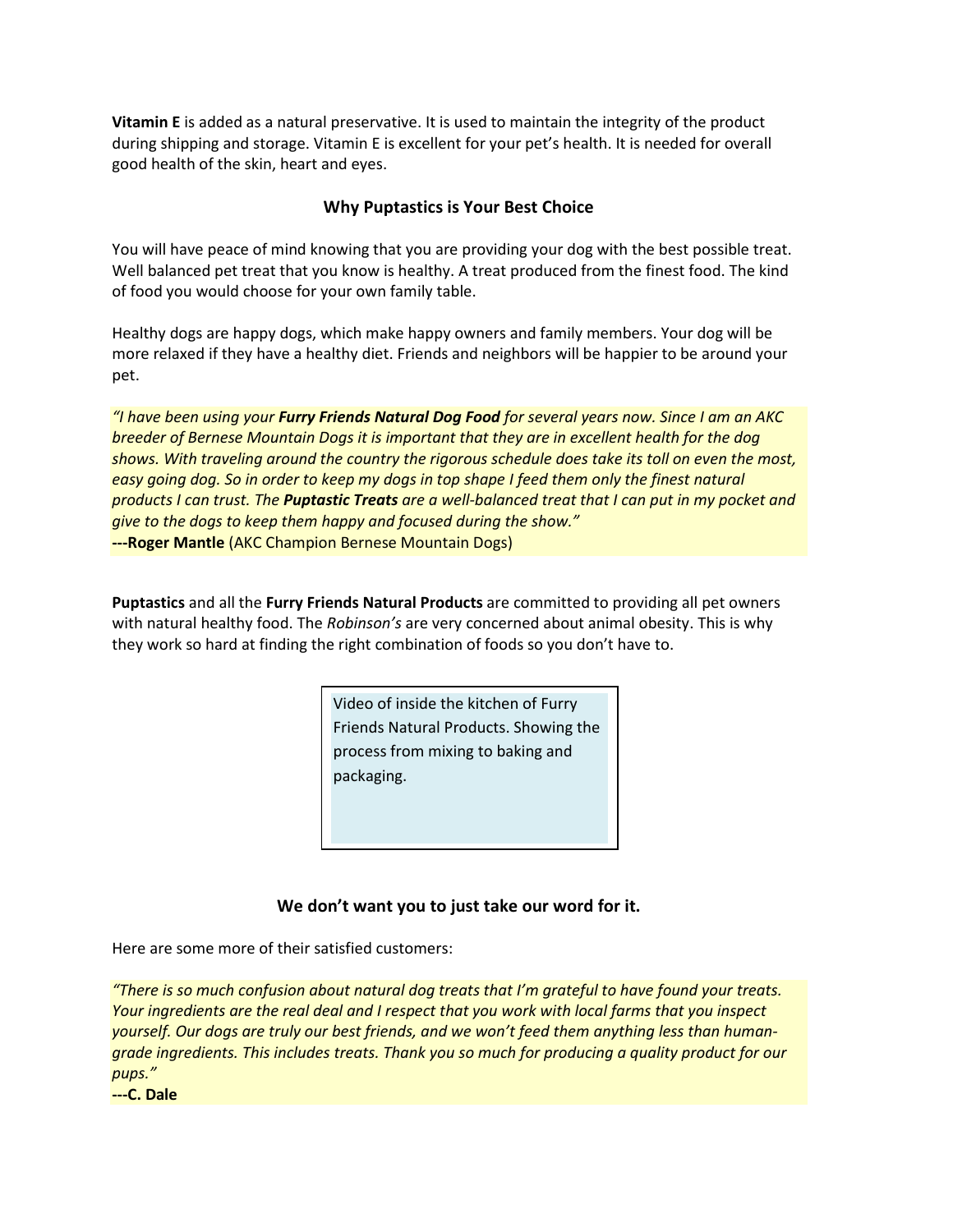**Vitamin E** is added as a natural preservative. It is used to maintain the integrity of the product during shipping and storage. Vitamin E is excellent for your pet's health. It is needed for overall good health of the skin, heart and eyes.

### Why Puptastics is Your Best Choice

You will have peace of mind knowing that you are providing your dog with the best possible treat. Well balanced pet treat that you know is healthy. A treat produced from the finest food. The kind of food you would choose for your own family table.

Healthy dogs are happy dogs, which make happy owners and family members. Your dog will be more relaxed if they have a healthy diet. Friends and neighbors will be happier to be around your pet.

*"I have been using your **Furry Friends Natural Dog Food** for several years now. Since I am an AKC breeder of Bernese Mountain Dogs it is important that they are in excellent health for the dog shows. With traveling around the country the rigorous schedule does take its toll on even the most, easy going dog. So in order to keep my dogs in top shape I feed them only the finest natural products I can trust. The **Puptastic Treats** are a well-balanced treat that I can put in my pocket and give to the dogs to keep them happy and focused during the show."*
**---Roger Mantle** (AKC Champion Bernese Mountain Dogs)

**Puptastics** and all the **Furry Friends Natural Products** are committed to providing all pet owners with natural healthy food. The *Robinson's* are very concerned about animal obesity. This is why they work so hard at finding the right combination of foods so you don't have to.

Video of inside the kitchen of Furry Friends Natural Products. Showing the process from mixing to baking and packaging.

### We don't want you to just take our word for it.

Here are some more of their satisfied customers:

*"There is so much confusion about natural dog treats that I'm grateful to have found your treats. Your ingredients are the real deal and I respect that you work with local farms that you inspect yourself. Our dogs are truly our best friends, and we won't feed them anything less than human-grade ingredients. This includes treats. Thank you so much for producing a quality product for our pups."*
**---C. Dale**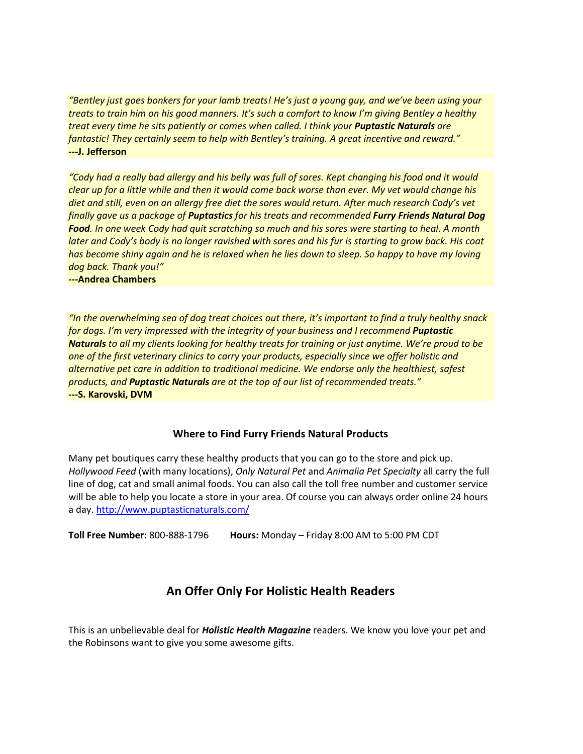*"Bentley just goes bonkers for your lamb treats! He's just a young guy, and we've been using your treats to train him on his good manners. It's such a comfort to know I'm giving Bentley a healthy treat every time he sits patiently or comes when called. I think your* ***Puptastic Naturals*** *are fantastic! They certainly seem to help with Bentley's training. A great incentive and reward."*
**---J. Jefferson**

*"Cody had a really bad allergy and his belly was full of sores. Kept changing his food and it would clear up for a little while and then it would come back worse than ever. My vet would change his diet and still, even on an allergy free diet the sores would return. After much research Cody's vet finally gave us a package of* ***Puptastics*** *for his treats and recommended* ***Furry Friends Natural Dog Food****. In one week Cody had quit scratching so much and his sores were starting to heal. A month later and Cody's body is no longer ravished with sores and his fur is starting to grow back. His coat has become shiny again and he is relaxed when he lies down to sleep. So happy to have my loving dog back. Thank you!"*
**---Andrea Chambers**

*"In the overwhelming sea of dog treat choices out there, it's important to find a truly healthy snack for dogs. I'm very impressed with the integrity of your business and I recommend* ***Puptastic Naturals*** *to all my clients looking for healthy treats for training or just anytime. We're proud to be one of the first veterinary clinics to carry your products, especially since we offer holistic and alternative pet care in addition to traditional medicine. We endorse only the healthiest, safest products, and* ***Puptastic Naturals*** *are at the top of our list of recommended treats."*
**---S. Karovski, DVM**

### Where to Find Furry Friends Natural Products

Many pet boutiques carry these healthy products that you can go to the store and pick up. *Hollywood Feed* (with many locations), *Only Natural Pet* and *Animalia Pet Specialty* all carry the full line of dog, cat and small animal foods. You can also call the toll free number and customer service will be able to help you locate a store in your area. Of course you can always order online 24 hours a day. http://www.puptasticnaturals.com/

**Toll Free Number:** 800-888-1796 **Hours:** Monday – Friday 8:00 AM to 5:00 PM CDT

## An Offer Only For Holistic Health Readers

This is an unbelievable deal for ***Holistic Health Magazine*** readers. We know you love your pet and the Robinsons want to give you some awesome gifts.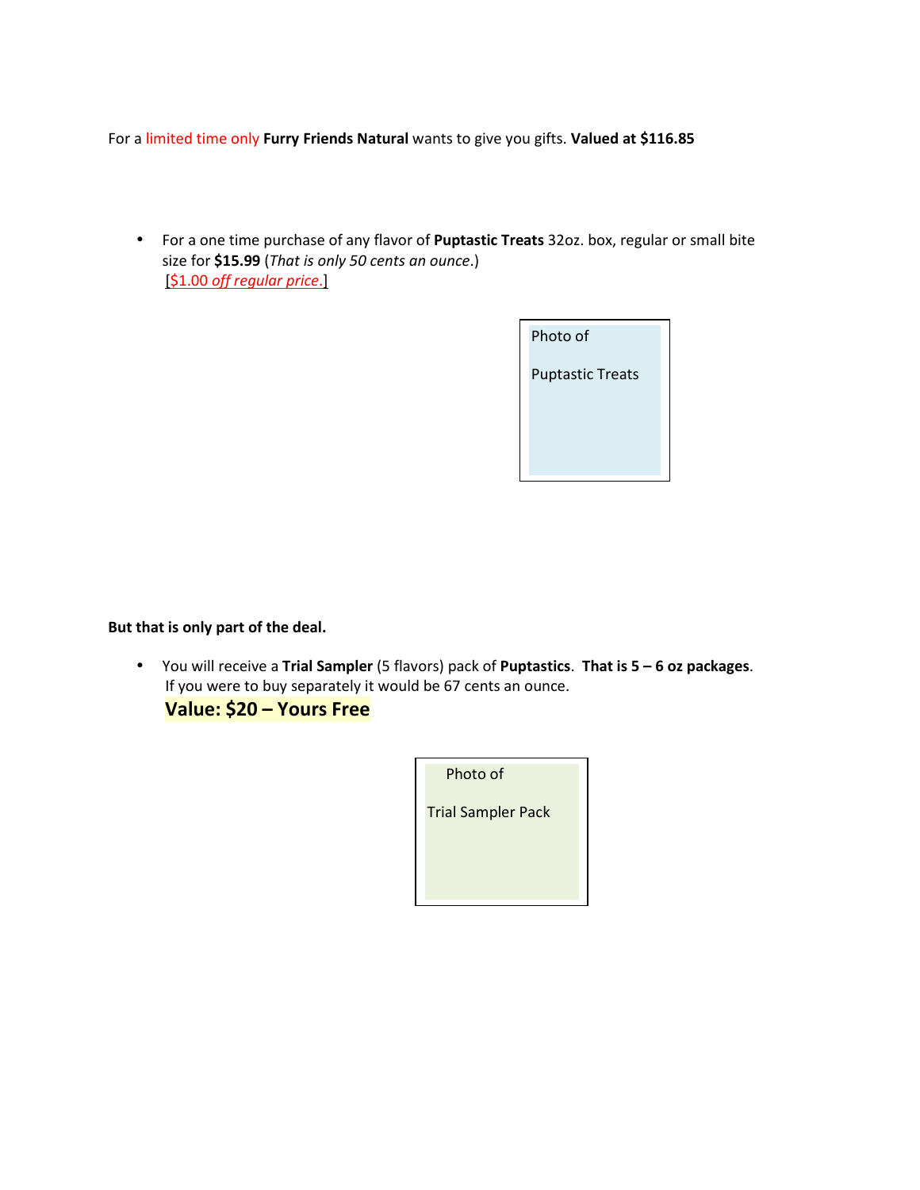For a limited time only **Furry Friends Natural** wants to give you gifts. **Valued at $116.85**

- For a one time purchase of any flavor of **Puptastic Treats** 32oz. box, regular or small bite size for **$15.99** (*That is only 50 cents an ounce*.)
  [$1.00 *off regular price*.]

Photo of

Puptastic Treats

**But that is only part of the deal.**

- You will receive a **Trial Sampler** (5 flavors) pack of **Puptastics**. **That is 5 – 6 oz packages**.
  If you were to buy separately it would be 67 cents an ounce.
  **Value: $20 – Yours Free**

Photo of

Trial Sampler Pack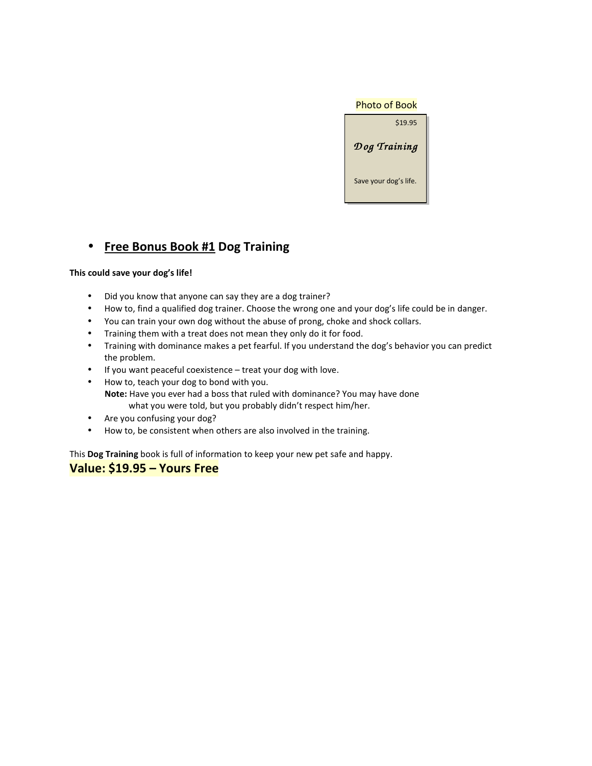Photo of Book

$19.95

*Dog Training*

Save your dog's life.

- **Free Bonus Book #1 Dog Training**

**This could save your dog's life!**

- Did you know that anyone can say they are a dog trainer?
- How to, find a qualified dog trainer. Choose the wrong one and your dog's life could be in danger.
- You can train your own dog without the abuse of prong, choke and shock collars.
- Training them with a treat does not mean they only do it for food.
- Training with dominance makes a pet fearful. If you understand the dog's behavior you can predict the problem.
- If you want peaceful coexistence – treat your dog with love.
- How to, teach your dog to bond with you.
  **Note:** Have you ever had a boss that ruled with dominance? You may have done what you were told, but you probably didn't respect him/her.
- Are you confusing your dog?
- How to, be consistent when others are also involved in the training.

This **Dog Training** book is full of information to keep your new pet safe and happy.

**Value: $19.95 – Yours Free**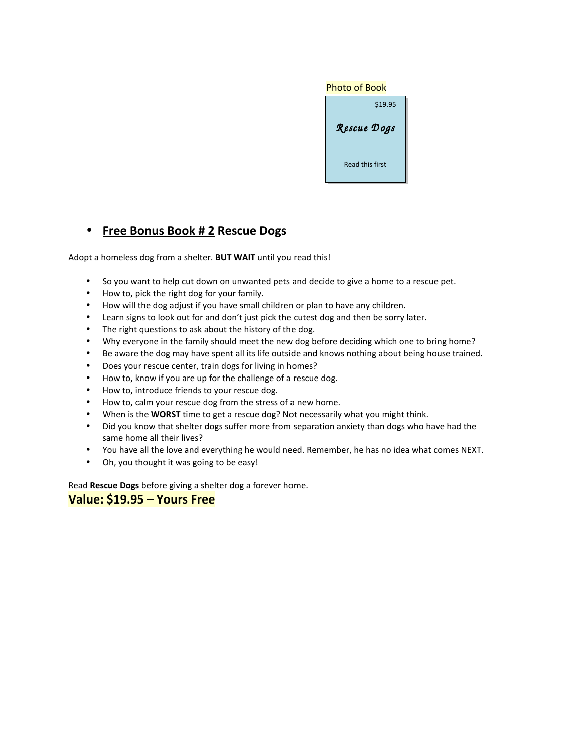Photo of Book

$19.95

**Rescue Dogs**

Read this first

- **Free Bonus Book # 2 Rescue Dogs**

Adopt a homeless dog from a shelter. **BUT WAIT** until you read this!

- So you want to help cut down on unwanted pets and decide to give a home to a rescue pet.
- How to, pick the right dog for your family.
- How will the dog adjust if you have small children or plan to have any children.
- Learn signs to look out for and don't just pick the cutest dog and then be sorry later.
- The right questions to ask about the history of the dog.
- Why everyone in the family should meet the new dog before deciding which one to bring home?
- Be aware the dog may have spent all its life outside and knows nothing about being house trained.
- Does your rescue center, train dogs for living in homes?
- How to, know if you are up for the challenge of a rescue dog.
- How to, introduce friends to your rescue dog.
- How to, calm your rescue dog from the stress of a new home.
- When is the **WORST** time to get a rescue dog? Not necessarily what you might think.
- Did you know that shelter dogs suffer more from separation anxiety than dogs who have had the same home all their lives?
- You have all the love and everything he would need. Remember, he has no idea what comes NEXT.
- Oh, you thought it was going to be easy!

Read **Rescue Dogs** before giving a shelter dog a forever home.

**Value: $19.95 – Yours Free**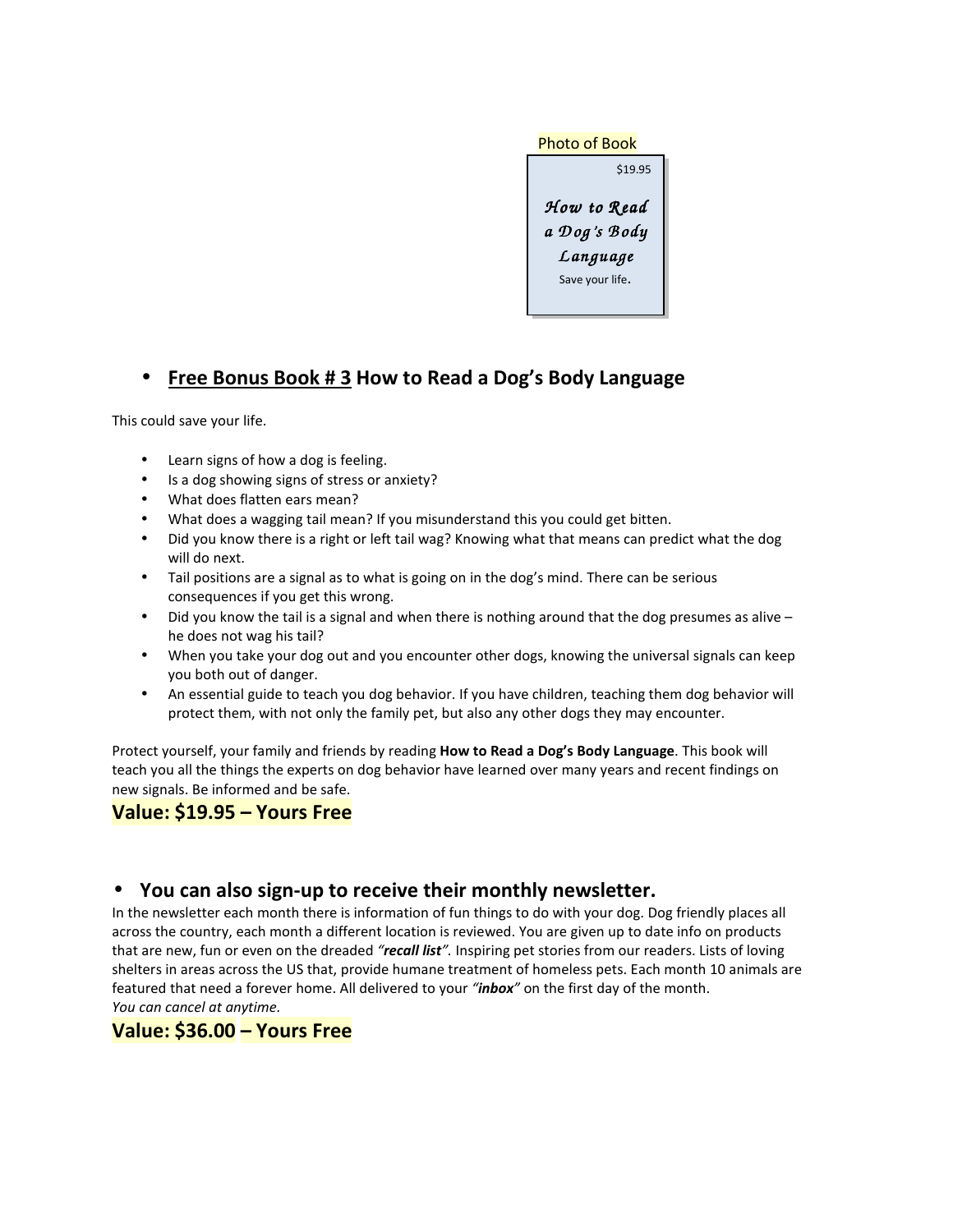Photo of Book

$19.95

*How to Read a Dog's Body Language*

Save your life.

- **<u>Free Bonus Book # 3</u> How to Read a Dog's Body Language**

This could save your life.

- Learn signs of how a dog is feeling.
- Is a dog showing signs of stress or anxiety?
- What does flatten ears mean?
- What does a wagging tail mean? If you misunderstand this you could get bitten.
- Did you know there is a right or left tail wag? Knowing what that means can predict what the dog will do next.
- Tail positions are a signal as to what is going on in the dog's mind. There can be serious consequences if you get this wrong.
- Did you know the tail is a signal and when there is nothing around that the dog presumes as alive – he does not wag his tail?
- When you take your dog out and you encounter other dogs, knowing the universal signals can keep you both out of danger.
- An essential guide to teach you dog behavior. If you have children, teaching them dog behavior will protect them, with not only the family pet, but also any other dogs they may encounter.

Protect yourself, your family and friends by reading **How to Read a Dog's Body Language**. This book will teach you all the things the experts on dog behavior have learned over many years and recent findings on new signals. Be informed and be safe.

**Value: $19.95 – Yours Free**

- **You can also sign-up to receive their monthly newsletter.**

In the newsletter each month there is information of fun things to do with your dog. Dog friendly places all across the country, each month a different location is reviewed. You are given up to date info on products that are new, fun or even on the dreaded ***"recall list"***. Inspiring pet stories from our readers. Lists of loving shelters in areas across the US that, provide humane treatment of homeless pets. Each month 10 animals are featured that need a forever home. All delivered to your ***"inbox"*** on the first day of the month.
*You can cancel at anytime.*

**Value: $36.00 – Yours Free**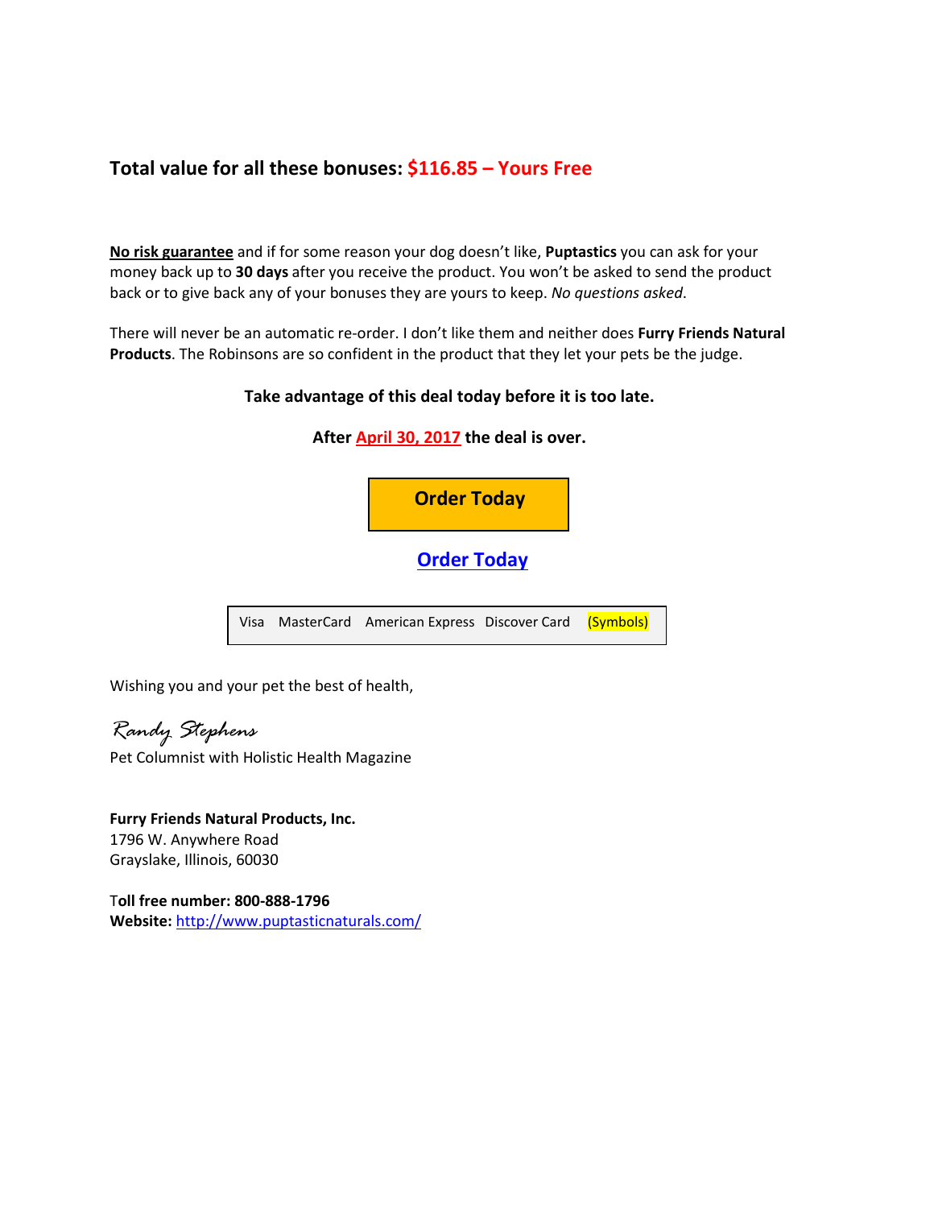**Total value for all these bonuses: $116.85 – Yours Free**

**No risk guarantee** and if for some reason your dog doesn't like, **Puptastics** you can ask for your money back up to **30 days** after you receive the product. You won't be asked to send the product back or to give back any of your bonuses they are yours to keep. *No questions asked*.

There will never be an automatic re-order. I don't like them and neither does **Furry Friends Natural Products**. The Robinsons are so confident in the product that they let your pets be the judge.

**Take advantage of this deal today before it is too late.**

**After April 30, 2017 the deal is over.**

**Order Today**

**Order Today**

Visa MasterCard American Express Discover Card (Symbols)

Wishing you and your pet the best of health,

Randy Stephens

Pet Columnist with Holistic Health Magazine

**Furry Friends Natural Products, Inc.**
1796 W. Anywhere Road
Grayslake, Illinois, 60030

**Toll free number: 800-888-1796**
**Website:** http://www.puptasticnaturals.com/